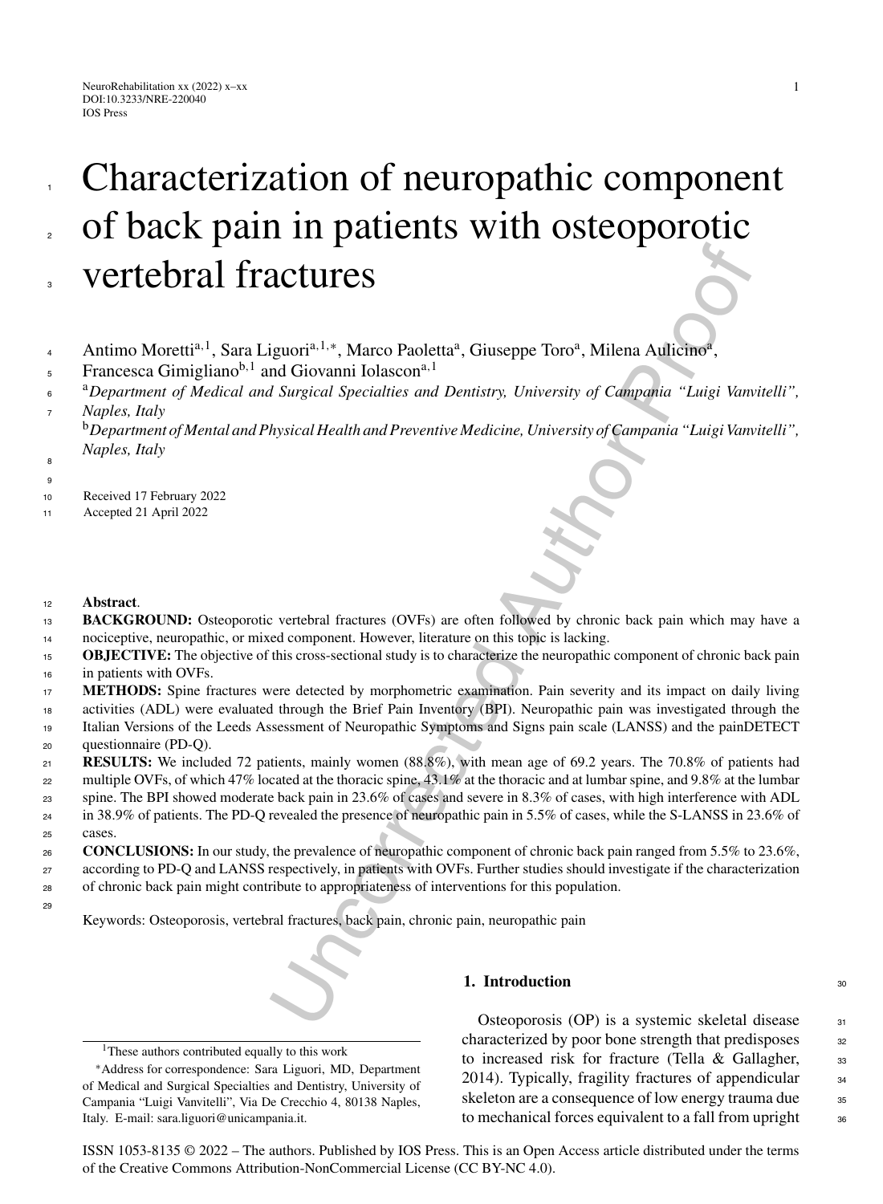# Characterization of neuropathic component of back pain in patients with osteoporotic vertebral fractures

Antimo Moretti[a,1], Sara Liguori[a,1,*], Marco Paoletta[a], Giuseppe Toro[a], Milena Aulicino[a], Francesca Gimigliano[b,1] and Giovanni Iolascon[a,1]

[a]*Department of Medical and Surgical Specialties and Dentistry, University of Campania "Luigi Vanvitelli", Naples, Italy*

[b]*Department of Mental and Physical Health and Preventive Medicine, University of Campania "Luigi Vanvitelli", Naples, Italy*

Received 17 February 2022

Accepted 21 April 2022

**Abstract**.

**BACKGROUND:** Osteoporotic vertebral fractures (OVFs) are often followed by chronic back pain which may have a nociceptive, neuropathic, or mixed component. However, literature on this topic is lacking.

**OBJECTIVE:** The objective of this cross-sectional study is to characterize the neuropathic component of chronic back pain in patients with OVFs.

**METHODS:** Spine fractures were detected by morphometric examination. Pain severity and its impact on daily living activities (ADL) were evaluated through the Brief Pain Inventory (BPI). Neuropathic pain was investigated through the Italian Versions of the Leeds Assessment of Neuropathic Symptoms and Signs pain scale (LANSS) and the painDETECT questionnaire (PD-Q).

**RESULTS:** We included 72 patients, mainly women (88.8%), with mean age of 69.2 years. The 70.8% of patients had multiple OVFs, of which 47% located at the thoracic spine, 43.1% at the thoracic and at lumbar spine, and 9.8% at the lumbar spine. The BPI showed moderate back pain in 23.6% of cases and severe in 8.3% of cases, with high interference with ADL in 38.9% of patients. The PD-Q revealed the presence of neuropathic pain in 5.5% of cases, while the S-LANSS in 23.6% of cases.

**CONCLUSIONS:** In our study, the prevalence of neuropathic component of chronic back pain ranged from 5.5% to 23.6%, according to PD-Q and LANSS respectively, in patients with OVFs. Further studies should investigate if the characterization of chronic back pain might contribute to appropriateness of interventions for this population.

Keywords: Osteoporosis, vertebral fractures, back pain, chronic pain, neuropathic pain

## 1. Introduction

Osteoporosis (OP) is a systemic skeletal disease characterized by poor bone strength that predisposes to increased risk for fracture (Tella & Gallagher, 2014). Typically, fragility fractures of appendicular skeleton are a consequence of low energy trauma due to mechanical forces equivalent to a fall from upright

[1]These authors contributed equally to this work

*Address for correspondence: Sara Liguori, MD, Department of Medical and Surgical Specialties and Dentistry, University of Campania "Luigi Vanvitelli", Via De Crecchio 4, 80138 Naples, Italy. E-mail: sara.liguori@unicampania.it.

ISSN 1053-8135 © 2022 – The authors. Published by IOS Press. This is an Open Access article distributed under the terms of the Creative Commons Attribution-NonCommercial License (CC BY-NC 4.0).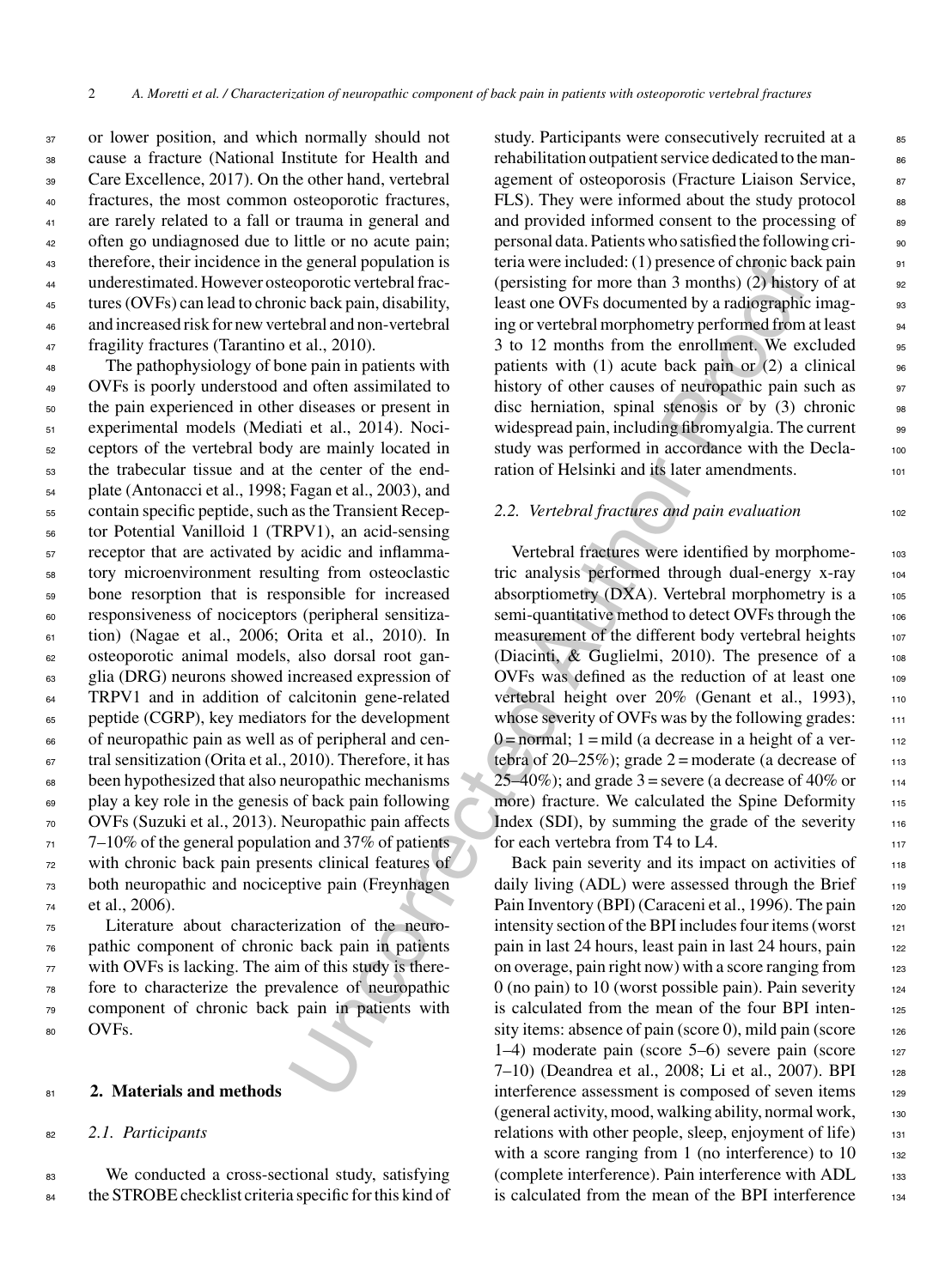or lower position, and which normally should not cause a fracture (National Institute for Health and Care Excellence, 2017). On the other hand, vertebral fractures, the most common osteoporotic fractures, are rarely related to a fall or trauma in general and often go undiagnosed due to little or no acute pain; therefore, their incidence in the general population is underestimated. However osteoporotic vertebral fractures (OVFs) can lead to chronic back pain, disability, and increased risk for new vertebral and non-vertebral fragility fractures (Tarantino et al., 2010).

The pathophysiology of bone pain in patients with OVFs is poorly understood and often assimilated to the pain experienced in other diseases or present in experimental models (Mediati et al., 2014). Nociceptors of the vertebral body are mainly located in the trabecular tissue and at the center of the endplate (Antonacci et al., 1998; Fagan et al., 2003), and contain specific peptide, such as the Transient Receptor Potential Vanilloid 1 (TRPV1), an acid-sensing receptor that are activated by acidic and inflammatory microenvironment resulting from osteoclastic bone resorption that is responsible for increased responsiveness of nociceptors (peripheral sensitization) (Nagae et al., 2006; Orita et al., 2010). In osteoporotic animal models, also dorsal root ganglia (DRG) neurons showed increased expression of TRPV1 and in addition of calcitonin gene-related peptide (CGRP), key mediators for the development of neuropathic pain as well as of peripheral and central sensitization (Orita et al., 2010). Therefore, it has been hypothesized that also neuropathic mechanisms play a key role in the genesis of back pain following OVFs (Suzuki et al., 2013). Neuropathic pain affects 7–10% of the general population and 37% of patients with chronic back pain presents clinical features of both neuropathic and nociceptive pain (Freynhagen et al., 2006).

Literature about characterization of the neuropathic component of chronic back pain in patients with OVFs is lacking. The aim of this study is therefore to characterize the prevalence of neuropathic component of chronic back pain in patients with OVFs.

## 2. Materials and methods

### 2.1. Participants

We conducted a cross-sectional study, satisfying the STROBE checklist criteria specific for this kind of study. Participants were consecutively recruited at a rehabilitation outpatient service dedicated to the management of osteoporosis (Fracture Liaison Service, FLS). They were informed about the study protocol and provided informed consent to the processing of personal data. Patients who satisfied the following criteria were included: (1) presence of chronic back pain (persisting for more than 3 months) (2) history of at least one OVFs documented by a radiographic imaging or vertebral morphometry performed from at least 3 to 12 months from the enrollment. We excluded patients with (1) acute back pain or (2) a clinical history of other causes of neuropathic pain such as disc herniation, spinal stenosis or by (3) chronic widespread pain, including fibromyalgia. The current study was performed in accordance with the Declaration of Helsinki and its later amendments.

### 2.2. Vertebral fractures and pain evaluation

Vertebral fractures were identified by morphometric analysis performed through dual-energy x-ray absorptiometry (DXA). Vertebral morphometry is a semi-quantitative method to detect OVFs through the measurement of the different body vertebral heights (Diacinti, & Guglielmi, 2010). The presence of a OVFs was defined as the reduction of at least one vertebral height over 20% (Genant et al., 1993), whose severity of OVFs was by the following grades: 0 = normal; 1 = mild (a decrease in a height of a vertebra of 20–25%); grade 2 = moderate (a decrease of 25–40%); and grade 3 = severe (a decrease of 40% or more) fracture. We calculated the Spine Deformity Index (SDI), by summing the grade of the severity for each vertebra from T4 to L4.

Back pain severity and its impact on activities of daily living (ADL) were assessed through the Brief Pain Inventory (BPI) (Caraceni et al., 1996). The pain intensity section of the BPI includes four items (worst pain in last 24 hours, least pain in last 24 hours, pain on overage, pain right now) with a score ranging from 0 (no pain) to 10 (worst possible pain). Pain severity is calculated from the mean of the four BPI intensity items: absence of pain (score 0), mild pain (score 1–4) moderate pain (score 5–6) severe pain (score 7–10) (Deandrea et al., 2008; Li et al., 2007). BPI interference assessment is composed of seven items (general activity, mood, walking ability, normal work, relations with other people, sleep, enjoyment of life) with a score ranging from 1 (no interference) to 10 (complete interference). Pain interference with ADL is calculated from the mean of the BPI interference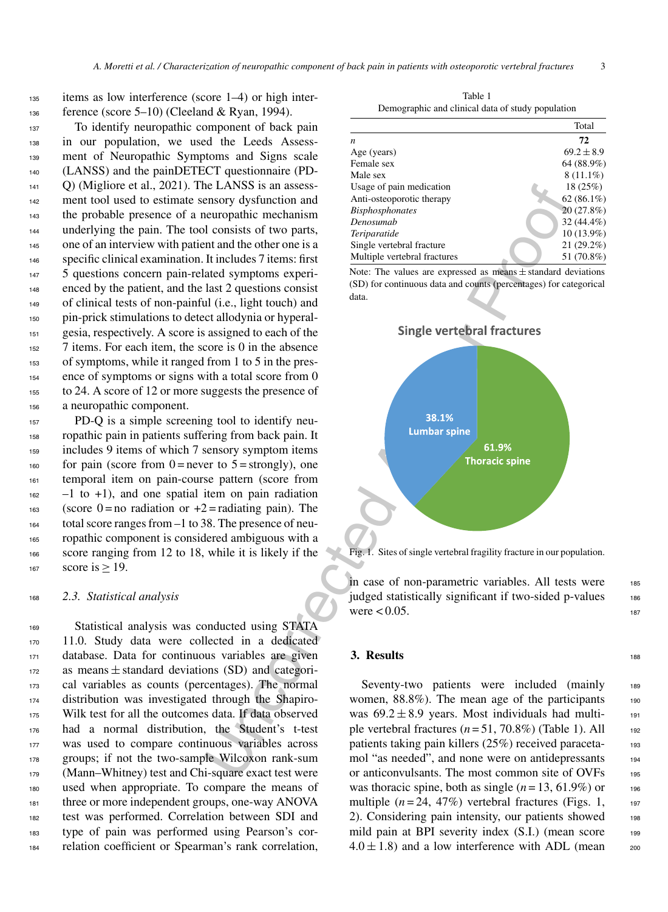items as low interference (score 1–4) or high interference (score 5–10) (Cleeland & Ryan, 1994).

To identify neuropathic component of back pain in our population, we used the Leeds Assessment of Neuropathic Symptoms and Signs scale (LANSS) and the painDETECT questionnaire (PD-Q) (Migliore et al., 2021). The LANSS is an assessment tool used to estimate sensory dysfunction and the probable presence of a neuropathic mechanism underlying the pain. The tool consists of two parts, one of an interview with patient and the other one is a specific clinical examination. It includes 7 items: first 5 questions concern pain-related symptoms experienced by the patient, and the last 2 questions consist of clinical tests of non-painful (i.e., light touch) and pin-prick stimulations to detect allodynia or hyperalgesia, respectively. A score is assigned to each of the 7 items. For each item, the score is 0 in the absence of symptoms, while it ranged from 1 to 5 in the presence of symptoms or signs with a total score from 0 to 24. A score of 12 or more suggests the presence of a neuropathic component.

PD-Q is a simple screening tool to identify neuropathic pain in patients suffering from back pain. It includes 9 items of which 7 sensory symptom items for pain (score from 0 = never to 5 = strongly), one temporal item on pain-course pattern (score from –1 to +1), and one spatial item on pain radiation (score 0 = no radiation or +2 = radiating pain). The total score ranges from –1 to 38. The presence of neuropathic component is considered ambiguous with a score ranging from 12 to 18, while it is likely if the score is ≥ 19.

### 2.3. Statistical analysis

Statistical analysis was conducted using STATA 11.0. Study data were collected in a dedicated database. Data for continuous variables are given as means ± standard deviations (SD) and categorical variables as counts (percentages). The normal distribution was investigated through the Shapiro-Wilk test for all the outcomes data. If data observed had a normal distribution, the Student's t-test was used to compare continuous variables across groups; if not the two-sample Wilcoxon rank-sum (Mann–Whitney) test and Chi-square exact test were used when appropriate. To compare the means of three or more independent groups, one-way ANOVA test was performed. Correlation between SDI and type of pain was performed using Pearson's correlation coefficient or Spearman's rank correlation, in case of non-parametric variables. All tests were judged statistically significant if two-sided p-values were < 0.05.

Table 1
Demographic and clinical data of study population

| | Total |
|---|---|
| *n* | **72** |
| Age (years) | 69.2 ± 8.9 |
| Female sex | 64 (88.9%) |
| Male sex | 8 (11.1%) |
| Usage of pain medication | 18 (25%) |
| Anti-osteoporotic therapy | 62 (86.1%) |
| *Bisphosphonates* | 20 (27.8%) |
| *Denosumab* | 32 (44.4%) |
| *Teriparatide* | 10 (13.9%) |
| Single vertebral fracture | 21 (29.2%) |
| Multiple vertebral fractures | 51 (70.8%) |

Note: The values are expressed as means ± standard deviations (SD) for continuous data and counts (percentages) for categorical data.

Single vertebral fractures

38.1% Lumbar spine

61.9% Thoracic spine

Fig. 1. Sites of single vertebral fragility fracture in our population.

## 3. Results

Seventy-two patients were included (mainly women, 88.8%). The mean age of the participants was 69.2 ± 8.9 years. Most individuals had multiple vertebral fractures ($n = 51$, 70.8%) (Table 1). All patients taking pain killers (25%) received paracetamol "as needed", and none were on antidepressants or anticonvulsants. The most common site of OVFs was thoracic spine, both as single ($n = 13$, 61.9%) or multiple ($n = 24$, 47%) vertebral fractures (Figs. 1, 2). Considering pain intensity, our patients showed mild pain at BPI severity index (S.I.) (mean score 4.0 ± 1.8) and a low interference with ADL (mean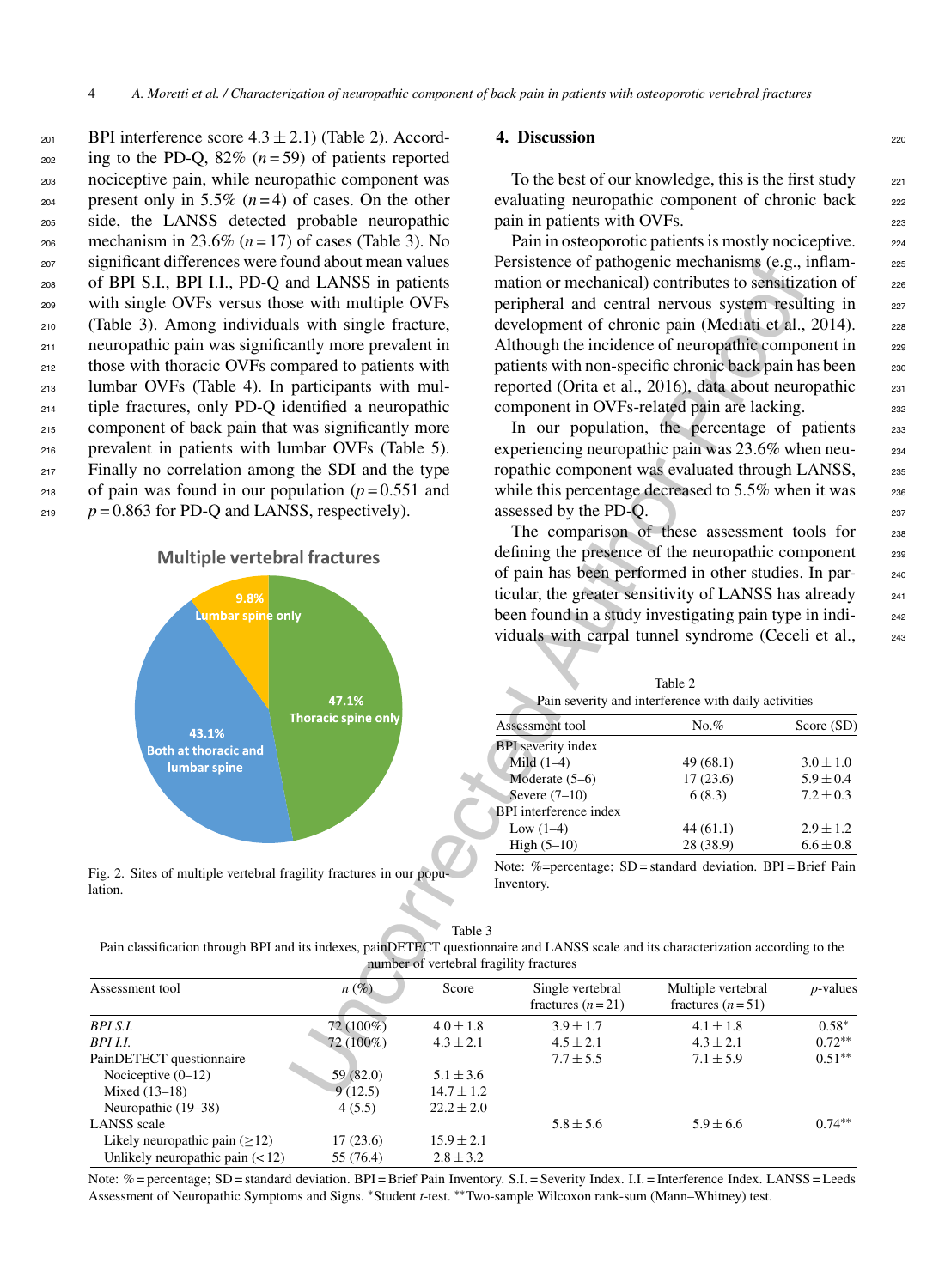BPI interference score $4.3 \pm 2.1$) (Table 2). According to the PD-Q, 82% ($n = 59$) of patients reported nociceptive pain, while neuropathic component was present only in 5.5% ($n = 4$) of cases. On the other side, the LANSS detected probable neuropathic mechanism in 23.6% ($n = 17$) of cases (Table 3). No significant differences were found about mean values of BPI S.I., BPI I.I., PD-Q and LANSS in patients with single OVFs versus those with multiple OVFs (Table 3). Among individuals with single fracture, neuropathic pain was significantly more prevalent in those with thoracic OVFs compared to patients with lumbar OVFs (Table 4). In participants with multiple fractures, only PD-Q identified a neuropathic component of back pain that was significantly more prevalent in patients with lumbar OVFs (Table 5). Finally no correlation among the SDI and the type of pain was found in our population ($p = 0.551$ and $p = 0.863$ for PD-Q and LANSS, respectively).

**Multiple vertebral fractures**

- 9.8% Lumbar spine only
- 47.1% Thoracic spine only
- 43.1% Both at thoracic and lumbar spine

Fig. 2. Sites of multiple vertebral fragility fractures in our population.

## 4. Discussion

To the best of our knowledge, this is the first study evaluating neuropathic component of chronic back pain in patients with OVFs.

Pain in osteoporotic patients is mostly nociceptive. Persistence of pathogenic mechanisms (e.g., inflammation or mechanical) contributes to sensitization of peripheral and central nervous system resulting in development of chronic pain (Mediati et al., 2014). Although the incidence of neuropathic component in patients with non-specific chronic back pain has been reported (Orita et al., 2016), data about neuropathic component in OVFs-related pain are lacking.

In our population, the percentage of patients experiencing neuropathic pain was 23.6% when neuropathic component was evaluated through LANSS, while this percentage decreased to 5.5% when it was assessed by the PD-Q.

The comparison of these assessment tools for defining the presence of the neuropathic component of pain has been performed in other studies. In particular, the greater sensitivity of LANSS has already been found in a study investigating pain type in individuals with carpal tunnel syndrome (Ceceli et al.,

Table 2
Pain severity and interference with daily activities

| Assessment tool | No.% | Score (SD) |
|---|---|---|
| BPI severity index | | |
| Mild (1–4) | 49 (68.1) | $3.0 \pm 1.0$ |
| Moderate (5–6) | 17 (23.6) | $5.9 \pm 0.4$ |
| Severe (7–10) | 6 (8.3) | $7.2 \pm 0.3$ |
| BPI interference index | | |
| Low (1–4) | 44 (61.1) | $2.9 \pm 1.2$ |
| High (5–10) | 28 (38.9) | $6.6 \pm 0.8$ |

Note: %=percentage; SD = standard deviation. BPI = Brief Pain Inventory.

Table 3
Pain classification through BPI and its indexes, painDETECT questionnaire and LANSS scale and its characterization according to the number of vertebral fragility fractures

| Assessment tool | n (%) | Score | Single vertebral fractures ($n = 21$) | Multiple vertebral fractures ($n = 51$) | p-values |
|---|---|---|---|---|---|
| *BPI S.I.* | 72 (100%) | $4.0 \pm 1.8$ | $3.9 \pm 1.7$ | $4.1 \pm 1.8$ | 0.58* |
| *BPI I.I.* | 72 (100%) | $4.3 \pm 2.1$ | $4.5 \pm 2.1$ | $4.3 \pm 2.1$ | 0.72** |
| PainDETECT questionnaire | | | $7.7 \pm 5.5$ | $7.1 \pm 5.9$ | 0.51** |
| Nociceptive (0–12) | 59 (82.0) | $5.1 \pm 3.6$ | | | |
| Mixed (13–18) | 9 (12.5) | $14.7 \pm 1.2$ | | | |
| Neuropathic (19–38) | 4 (5.5) | $22.2 \pm 2.0$ | | | |
| LANSS scale | | | $5.8 \pm 5.6$ | $5.9 \pm 6.6$ | 0.74** |
| Likely neuropathic pain (≥12) | 17 (23.6) | $15.9 \pm 2.1$ | | | |
| Unlikely neuropathic pain (<12) | 55 (76.4) | $2.8 \pm 3.2$ | | | |

Note: % = percentage; SD = standard deviation. BPI = Brief Pain Inventory. S.I. = Severity Index. I.I. = Interference Index. LANSS = Leeds Assessment of Neuropathic Symptoms and Signs. *Student *t*-test. **Two-sample Wilcoxon rank-sum (Mann–Whitney) test.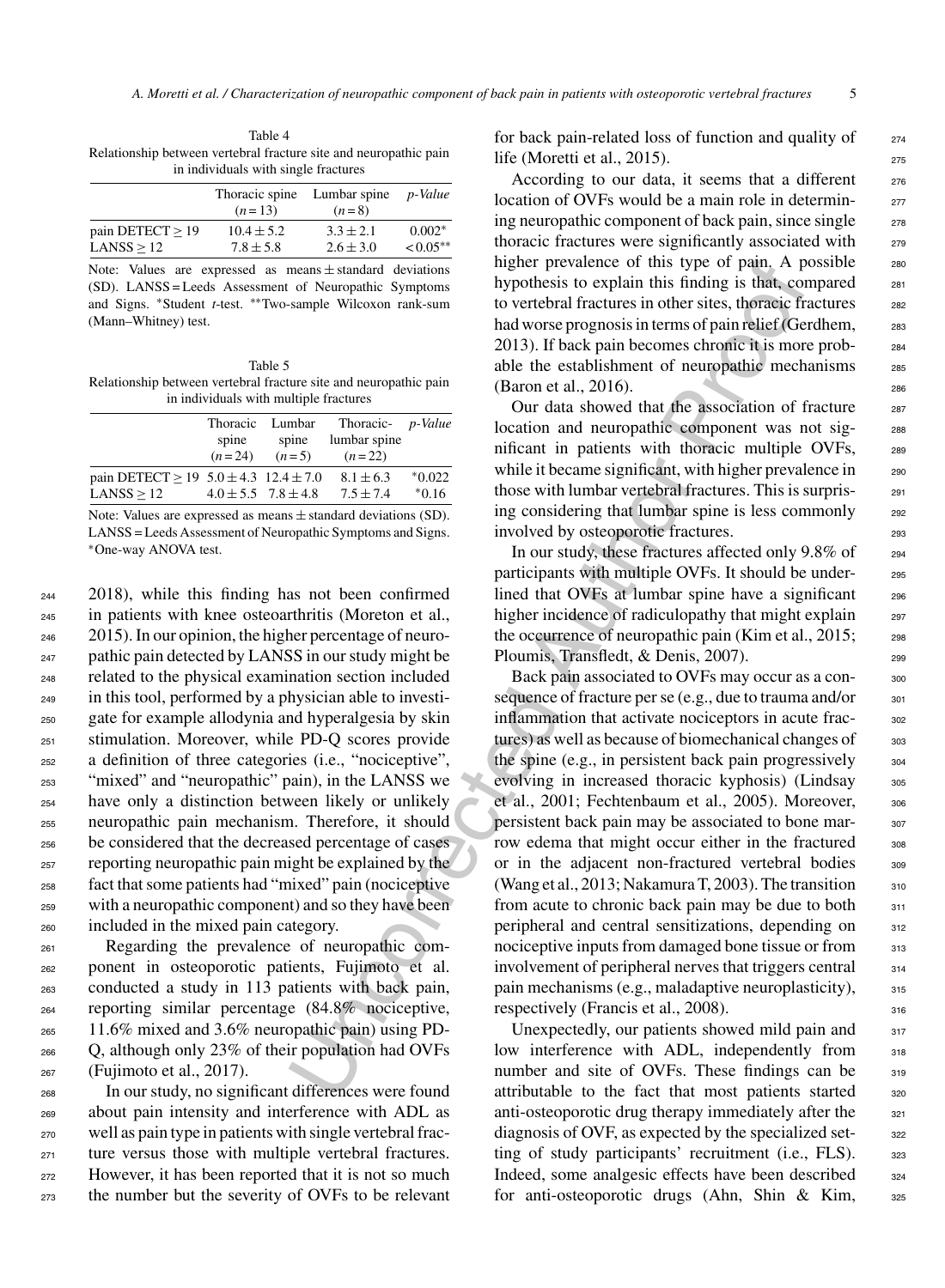Table 4
Relationship between vertebral fracture site and neuropathic pain in individuals with single fractures

| | Thoracic spine (n = 13) | Lumbar spine (n = 8) | *p-Value* |
|---|---|---|---|
| pain DETECT ≥ 19 | 10.4 ± 5.2 | 3.3 ± 2.1 | 0.002* |
| LANSS ≥ 12 | 7.8 ± 5.8 | 2.6 ± 3.0 | < 0.05** |

Note: Values are expressed as means ± standard deviations (SD). LANSS = Leeds Assessment of Neuropathic Symptoms and Signs. *Student *t*-test. **Two-sample Wilcoxon rank-sum (Mann–Whitney) test.

Table 5
Relationship between vertebral fracture site and neuropathic pain in individuals with multiple fractures

| | Thoracic spine (n = 24) | Lumbar spine (n = 5) | Thoracic-lumbar spine (n = 22) | *p-Value* |
|---|---|---|---|---|
| pain DETECT ≥ 19 | 5.0 ± 4.3 | 12.4 ± 7.0 | 8.1 ± 6.3 | *0.022 |
| LANSS ≥ 12 | 4.0 ± 5.5 | 7.8 ± 4.8 | 7.5 ± 7.4 | *0.16 |

Note: Values are expressed as means ± standard deviations (SD). LANSS = Leeds Assessment of Neuropathic Symptoms and Signs. *One-way ANOVA test.

2018), while this finding has not been confirmed in patients with knee osteoarthritis (Moreton et al., 2015). In our opinion, the higher percentage of neuropathic pain detected by LANSS in our study might be related to the physical examination section included in this tool, performed by a physician able to investigate for example allodynia and hyperalgesia by skin stimulation. Moreover, while PD-Q scores provide a definition of three categories (i.e., "nociceptive", "mixed" and "neuropathic" pain), in the LANSS we have only a distinction between likely or unlikely neuropathic pain mechanism. Therefore, it should be considered that the decreased percentage of cases reporting neuropathic pain might be explained by the fact that some patients had "mixed" pain (nociceptive with a neuropathic component) and so they have been included in the mixed pain category.

Regarding the prevalence of neuropathic component in osteoporotic patients, Fujimoto et al. conducted a study in 113 patients with back pain, reporting similar percentage (84.8% nociceptive, 11.6% mixed and 3.6% neuropathic pain) using PD-Q, although only 23% of their population had OVFs (Fujimoto et al., 2017).

In our study, no significant differences were found about pain intensity and interference with ADL as well as pain type in patients with single vertebral fracture versus those with multiple vertebral fractures. However, it has been reported that it is not so much the number but the severity of OVFs to be relevant for back pain-related loss of function and quality of life (Moretti et al., 2015).

According to our data, it seems that a different location of OVFs would be a main role in determining neuropathic component of back pain, since single thoracic fractures were significantly associated with higher prevalence of this type of pain. A possible hypothesis to explain this finding is that, compared to vertebral fractures in other sites, thoracic fractures had worse prognosis in terms of pain relief (Gerdhem, 2013). If back pain becomes chronic it is more probable the establishment of neuropathic mechanisms (Baron et al., 2016).

Our data showed that the association of fracture location and neuropathic component was not significant in patients with thoracic multiple OVFs, while it became significant, with higher prevalence in those with lumbar vertebral fractures. This is surprising considering that lumbar spine is less commonly involved by osteoporotic fractures.

In our study, these fractures affected only 9.8% of participants with multiple OVFs. It should be underlined that OVFs at lumbar spine have a significant higher incidence of radiculopathy that might explain the occurrence of neuropathic pain (Kim et al., 2015; Ploumis, Transfledt, & Denis, 2007).

Back pain associated to OVFs may occur as a consequence of fracture per se (e.g., due to trauma and/or inflammation that activate nociceptors in acute fractures) as well as because of biomechanical changes of the spine (e.g., in persistent back pain progressively evolving in increased thoracic kyphosis) (Lindsay et al., 2001; Fechtenbaum et al., 2005). Moreover, persistent back pain may be associated to bone marrow edema that might occur either in the fractured or in the adjacent non-fractured vertebral bodies (Wang et al., 2013; Nakamura T, 2003). The transition from acute to chronic back pain may be due to both peripheral and central sensitizations, depending on nociceptive inputs from damaged bone tissue or from involvement of peripheral nerves that triggers central pain mechanisms (e.g., maladaptive neuroplasticity), respectively (Francis et al., 2008).

Unexpectedly, our patients showed mild pain and low interference with ADL, independently from number and site of OVFs. These findings can be attributable to the fact that most patients started anti-osteoporotic drug therapy immediately after the diagnosis of OVF, as expected by the specialized setting of study participants' recruitment (i.e., FLS). Indeed, some analgesic effects have been described for anti-osteoporotic drugs (Ahn, Shin & Kim,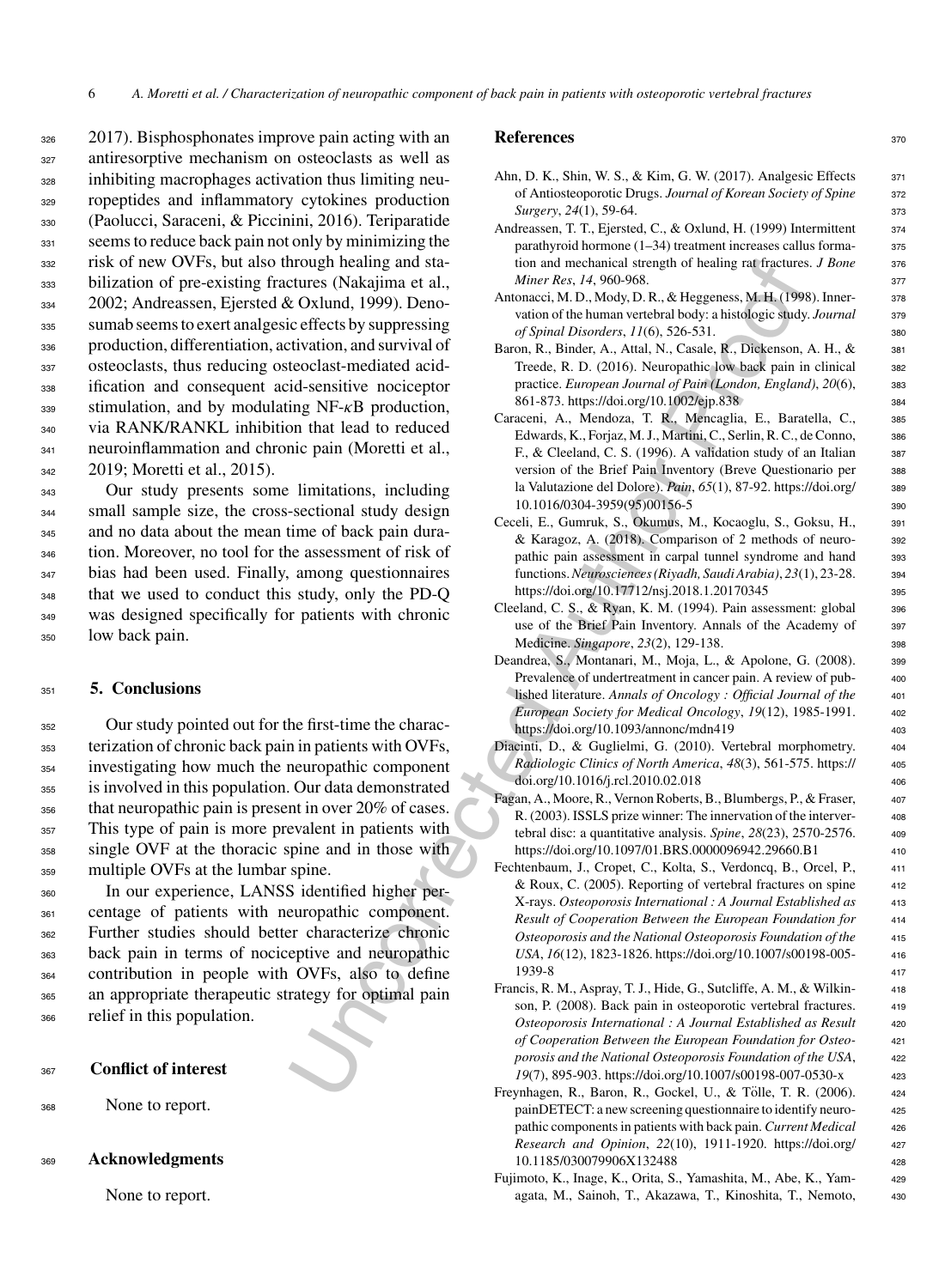2017). Bisphosphonates improve pain acting with an antiresorptive mechanism on osteoclasts as well as inhibiting macrophages activation thus limiting neuropeptides and inflammatory cytokines production (Paolucci, Saraceni, & Piccinini, 2016). Teriparatide seems to reduce back pain not only by minimizing the risk of new OVFs, but also through healing and stabilization of pre-existing fractures (Nakajima et al., 2002; Andreassen, Ejersted & Oxlund, 1999). Denosumab seems to exert analgesic effects by suppressing production, differentiation, activation, and survival of osteoclasts, thus reducing osteoclast-mediated acidification and consequent acid-sensitive nociceptor stimulation, and by modulating NF-$\kappa$B production, via RANK/RANKL inhibition that lead to reduced neuroinflammation and chronic pain (Moretti et al., 2019; Moretti et al., 2015).

Our study presents some limitations, including small sample size, the cross-sectional study design and no data about the mean time of back pain duration. Moreover, no tool for the assessment of risk of bias had been used. Finally, among questionnaires that we used to conduct this study, only the PD-Q was designed specifically for patients with chronic low back pain.

## 5. Conclusions

Our study pointed out for the first-time the characterization of chronic back pain in patients with OVFs, investigating how much the neuropathic component is involved in this population. Our data demonstrated that neuropathic pain is present in over 20% of cases. This type of pain is more prevalent in patients with single OVF at the thoracic spine and in those with multiple OVFs at the lumbar spine.

In our experience, LANSS identified higher percentage of patients with neuropathic component. Further studies should better characterize chronic back pain in terms of nociceptive and neuropathic contribution in people with OVFs, also to define an appropriate therapeutic strategy for optimal pain relief in this population.

## Conflict of interest

None to report.

## Acknowledgments

None to report.

## References

Ahn, D. K., Shin, W. S., & Kim, G. W. (2017). Analgesic Effects of Antiosteoporotic Drugs. *Journal of Korean Society of Spine Surgery*, *24*(1), 59-64.

Andreassen, T. T., Ejersted, C., & Oxlund, H. (1999) Intermittent parathyroid hormone (1–34) treatment increases callus formation and mechanical strength of healing rat fractures. *J Bone Miner Res*, *14*, 960-968.

Antonacci, M. D., Mody, D. R., & Heggeness, M. H. (1998). Innervation of the human vertebral body: a histologic study. *Journal of Spinal Disorders*, *11*(6), 526-531.

Baron, R., Binder, A., Attal, N., Casale, R., Dickenson, A. H., & Treede, R. D. (2016). Neuropathic low back pain in clinical practice. *European Journal of Pain (London, England)*, *20*(6), 861-873. https://doi.org/10.1002/ejp.838

Caraceni, A., Mendoza, T. R., Mencaglia, E., Baratella, C., Edwards, K., Forjaz, M. J., Martini, C., Serlin, R. C., de Conno, F., & Cleeland, C. S. (1996). A validation study of an Italian version of the Brief Pain Inventory (Breve Questionario per la Valutazione del Dolore). *Pain*, *65*(1), 87-92. https://doi.org/10.1016/0304-3959(95)00156-5

Ceceli, E., Gumruk, S., Okumus, M., Kocaoglu, S., Goksu, H., & Karagoz, A. (2018). Comparison of 2 methods of neuropathic pain assessment in carpal tunnel syndrome and hand functions. *Neurosciences (Riyadh, Saudi Arabia)*, *23*(1), 23-28. https://doi.org/10.17712/nsj.2018.1.20170345

Cleeland, C. S., & Ryan, K. M. (1994). Pain assessment: global use of the Brief Pain Inventory. Annals of the Academy of Medicine. *Singapore*, *23*(2), 129-138.

Deandrea, S., Montanari, M., Moja, L., & Apolone, G. (2008). Prevalence of undertreatment in cancer pain. A review of published literature. *Annals of Oncology : Official Journal of the European Society for Medical Oncology*, *19*(12), 1985-1991. https://doi.org/10.1093/annonc/mdn419

Diacinti, D., & Guglielmi, G. (2010). Vertebral morphometry. *Radiologic Clinics of North America*, *48*(3), 561-575. https://doi.org/10.1016/j.rcl.2010.02.018

Fagan, A., Moore, R., Vernon Roberts, B., Blumbergs, P., & Fraser, R. (2003). ISSLS prize winner: The innervation of the intervertebral disc: a quantitative analysis. *Spine*, *28*(23), 2570-2576. https://doi.org/10.1097/01.BRS.0000096942.29660.B1

Fechtenbaum, J., Cropet, C., Kolta, S., Verdoncq, B., Orcel, P., & Roux, C. (2005). Reporting of vertebral fractures on spine X-rays. *Osteoporosis International : A Journal Established as Result of Cooperation Between the European Foundation for Osteoporosis and the National Osteoporosis Foundation of the USA*, *16*(12), 1823-1826. https://doi.org/10.1007/s00198-005-1939-8

Francis, R. M., Aspray, T. J., Hide, G., Sutcliffe, A. M., & Wilkinson, P. (2008). Back pain in osteoporotic vertebral fractures. *Osteoporosis International : A Journal Established as Result of Cooperation Between the European Foundation for Osteoporosis and the National Osteoporosis Foundation of the USA*, *19*(7), 895-903. https://doi.org/10.1007/s00198-007-0530-x

Freynhagen, R., Baron, R., Gockel, U., & Tölle, T. R. (2006). painDETECT: a new screening questionnaire to identify neuropathic components in patients with back pain. *Current Medical Research and Opinion*, *22*(10), 1911-1920. https://doi.org/10.1185/030079906X132488

Fujimoto, K., Inage, K., Orita, S., Yamashita, M., Abe, K., Yamagata, M., Sainoh, T., Akazawa, T., Kinoshita, T., Nemoto,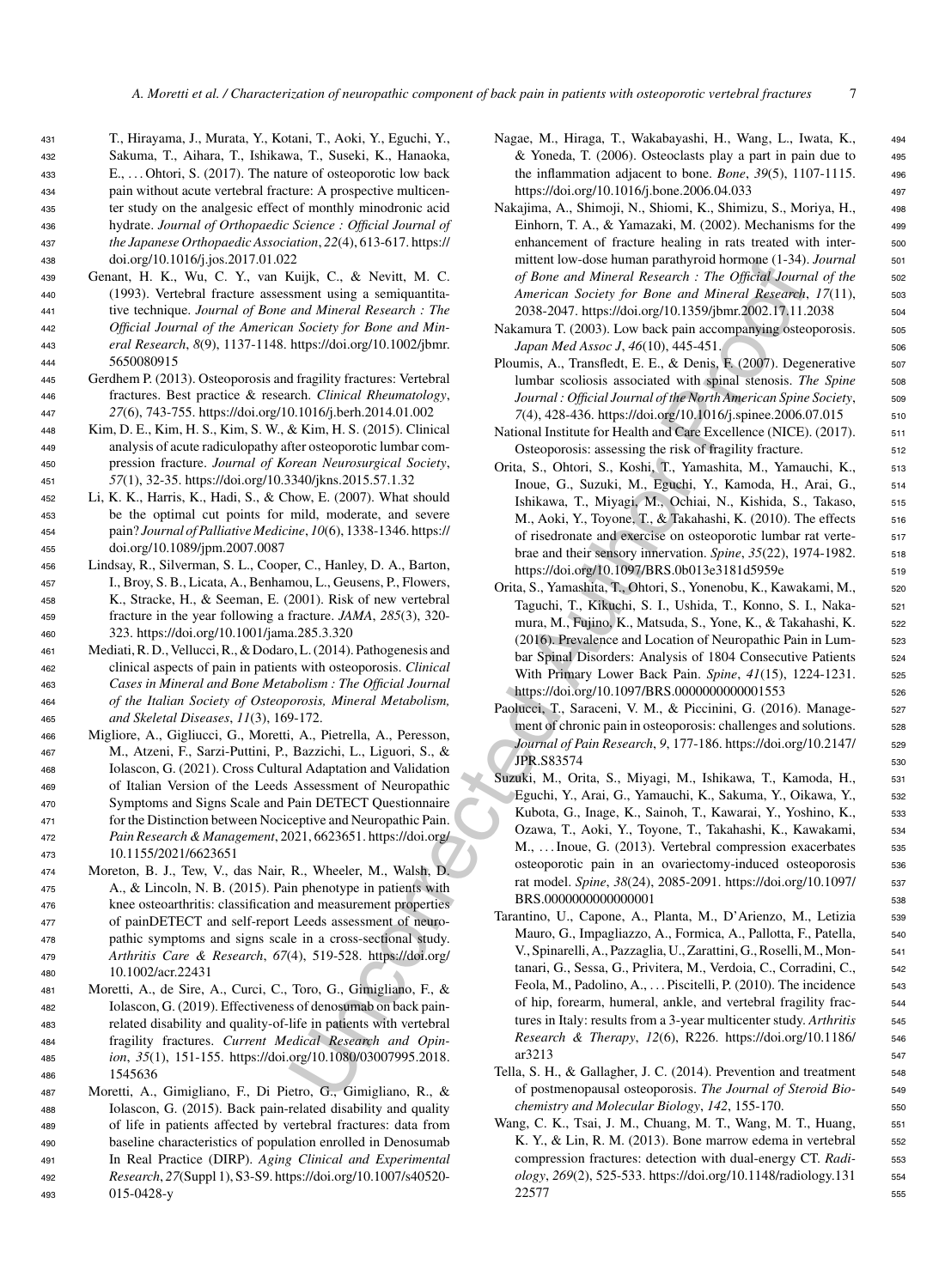T., Hirayama, J., Murata, Y., Kotani, T., Aoki, Y., Eguchi, Y., Sakuma, T., Aihara, T., Ishikawa, T., Suseki, K., Hanaoka, E., … Ohtori, S. (2017). The nature of osteoporotic low back pain without acute vertebral fracture: A prospective multicenter study on the analgesic effect of monthly minodronic acid hydrate. *Journal of Orthopaedic Science : Official Journal of the Japanese Orthopaedic Association*, *22*(4), 613-617. https://doi.org/10.1016/j.jos.2017.01.022

Genant, H. K., Wu, C. Y., van Kuijk, C., & Nevitt, M. C. (1993). Vertebral fracture assessment using a semiquantitative technique. *Journal of Bone and Mineral Research : The Official Journal of the American Society for Bone and Mineral Research*, *8*(9), 1137-1148. https://doi.org/10.1002/jbmr.5650080915

Gerdhem P. (2013). Osteoporosis and fragility fractures: Vertebral fractures. Best practice & research. *Clinical Rheumatology*, *27*(6), 743-755. https://doi.org/10.1016/j.berh.2014.01.002

Kim, D. E., Kim, H. S., Kim, S. W., & Kim, H. S. (2015). Clinical analysis of acute radiculopathy after osteoporotic lumbar compression fracture. *Journal of Korean Neurosurgical Society*, *57*(1), 32-35. https://doi.org/10.3340/jkns.2015.57.1.32

Li, K. K., Harris, K., Hadi, S., & Chow, E. (2007). What should be the optimal cut points for mild, moderate, and severe pain? *Journal of Palliative Medicine*, *10*(6), 1338-1346. https://doi.org/10.1089/jpm.2007.0087

Lindsay, R., Silverman, S. L., Cooper, C., Hanley, D. A., Barton, I., Broy, S. B., Licata, A., Benhamou, L., Geusens, P., Flowers, K., Stracke, H., & Seeman, E. (2001). Risk of new vertebral fracture in the year following a fracture. *JAMA*, *285*(3), 320-323. https://doi.org/10.1001/jama.285.3.320

Mediati, R. D., Vellucci, R., & Dodaro, L. (2014). Pathogenesis and clinical aspects of pain in patients with osteoporosis. *Clinical Cases in Mineral and Bone Metabolism : The Official Journal of the Italian Society of Osteoporosis, Mineral Metabolism, and Skeletal Diseases*, *11*(3), 169-172.

Migliore, A., Gigliucci, G., Moretti, A., Pietrella, A., Peresson, M., Atzeni, F., Sarzi-Puttini, P., Bazzichi, L., Liguori, S., & Iolascon, G. (2021). Cross Cultural Adaptation and Validation of Italian Version of the Leeds Assessment of Neuropathic Symptoms and Signs Scale and Pain DETECT Questionnaire for the Distinction between Nociceptive and Neuropathic Pain. *Pain Research & Management*, 2021, 6623651. https://doi.org/10.1155/2021/6623651

Moreton, B. J., Tew, V., das Nair, R., Wheeler, M., Walsh, D. A., & Lincoln, N. B. (2015). Pain phenotype in patients with knee osteoarthritis: classification and measurement properties of painDETECT and self-report Leeds assessment of neuropathic symptoms and signs scale in a cross-sectional study. *Arthritis Care & Research*, *67*(4), 519-528. https://doi.org/10.1002/acr.22431

Moretti, A., de Sire, A., Curci, C., Toro, G., Gimigliano, F., & Iolascon, G. (2019). Effectiveness of denosumab on back pain-related disability and quality-of-life in patients with vertebral fragility fractures. *Current Medical Research and Opinion*, *35*(1), 151-155. https://doi.org/10.1080/03007995.2018.1545636

Moretti, A., Gimigliano, F., Di Pietro, G., Gimigliano, R., & Iolascon, G. (2015). Back pain-related disability and quality of life in patients affected by vertebral fractures: data from baseline characteristics of population enrolled in Denosumab In Real Practice (DIRP). *Aging Clinical and Experimental Research*, *27*(Suppl 1), S3-S9. https://doi.org/10.1007/s40520-015-0428-y

Nagae, M., Hiraga, T., Wakabayashi, H., Wang, L., Iwata, K., & Yoneda, T. (2006). Osteoclasts play a part in pain due to the inflammation adjacent to bone. *Bone*, *39*(5), 1107-1115. https://doi.org/10.1016/j.bone.2006.04.033

Nakajima, A., Shimoji, N., Shiomi, K., Shimizu, S., Moriya, H., Einhorn, T. A., & Yamazaki, M. (2002). Mechanisms for the enhancement of fracture healing in rats treated with intermittent low-dose human parathyroid hormone (1-34). *Journal of Bone and Mineral Research : The Official Journal of the American Society for Bone and Mineral Research*, *17*(11), 2038-2047. https://doi.org/10.1359/jbmr.2002.17.11.2038

Nakamura T. (2003). Low back pain accompanying osteoporosis. *Japan Med Assoc J*, *46*(10), 445-451.

Ploumis, A., Transfledt, E. E., & Denis, F. (2007). Degenerative lumbar scoliosis associated with spinal stenosis. *The Spine Journal : Official Journal of the North American Spine Society*, *7*(4), 428-436. https://doi.org/10.1016/j.spinee.2006.07.015

National Institute for Health and Care Excellence (NICE). (2017). Osteoporosis: assessing the risk of fragility fracture.

Orita, S., Ohtori, S., Koshi, T., Yamashita, M., Yamauchi, K., Inoue, G., Suzuki, M., Eguchi, Y., Kamoda, H., Arai, G., Ishikawa, T., Miyagi, M., Ochiai, N., Kishida, S., Takaso, M., Aoki, Y., Toyone, T., & Takahashi, K. (2010). The effects of risedronate and exercise on osteoporotic lumbar rat vertebrae and their sensory innervation. *Spine*, *35*(22), 1974-1982. https://doi.org/10.1097/BRS.0b013e3181d5959e

Orita, S., Yamashita, T., Ohtori, S., Yonenobu, K., Kawakami, M., Taguchi, T., Kikuchi, S. I., Ushida, T., Konno, S. I., Nakamura, M., Fujino, K., Matsuda, S., Yone, K., & Takahashi, K. (2016). Prevalence and Location of Neuropathic Pain in Lumbar Spinal Disorders: Analysis of 1804 Consecutive Patients With Primary Lower Back Pain. *Spine*, *41*(15), 1224-1231. https://doi.org/10.1097/BRS.0000000000001553

Paolucci, T., Saraceni, V. M., & Piccinini, G. (2016). Management of chronic pain in osteoporosis: challenges and solutions. *Journal of Pain Research*, *9*, 177-186. https://doi.org/10.2147/JPR.S83574

Suzuki, M., Orita, S., Miyagi, M., Ishikawa, T., Kamoda, H., Eguchi, Y., Arai, G., Yamauchi, K., Sakuma, Y., Oikawa, Y., Kubota, G., Inage, K., Sainoh, T., Kawarai, Y., Yoshino, K., Ozawa, T., Aoki, Y., Toyone, T., Takahashi, K., Kawakami, M., … Inoue, G. (2013). Vertebral compression exacerbates osteoporotic pain in an ovariectomy-induced osteoporosis rat model. *Spine*, *38*(24), 2085-2091. https://doi.org/10.1097/BRS.0000000000000001

Tarantino, U., Capone, A., Planta, M., D'Arienzo, M., Letizia Mauro, G., Impagliazzo, A., Formica, A., Pallotta, F., Patella, V., Spinarelli, A., Pazzaglia, U., Zarattini, G., Roselli, M., Montanari, G., Sessa, G., Privitera, M., Verdoia, C., Corradini, C., Feola, M., Padolino, A., … Piscitelli, P. (2010). The incidence of hip, forearm, humeral, ankle, and vertebral fragility fractures in Italy: results from a 3-year multicenter study. *Arthritis Research & Therapy*, *12*(6), R226. https://doi.org/10.1186/ar3213

Tella, S. H., & Gallagher, J. C. (2014). Prevention and treatment of postmenopausal osteoporosis. *The Journal of Steroid Biochemistry and Molecular Biology*, *142*, 155-170.

Wang, C. K., Tsai, J. M., Chuang, M. T., Wang, M. T., Huang, K. Y., & Lin, R. M. (2013). Bone marrow edema in vertebral compression fractures: detection with dual-energy CT. *Radiology*, *269*(2), 525-533. https://doi.org/10.1148/radiology.13122577